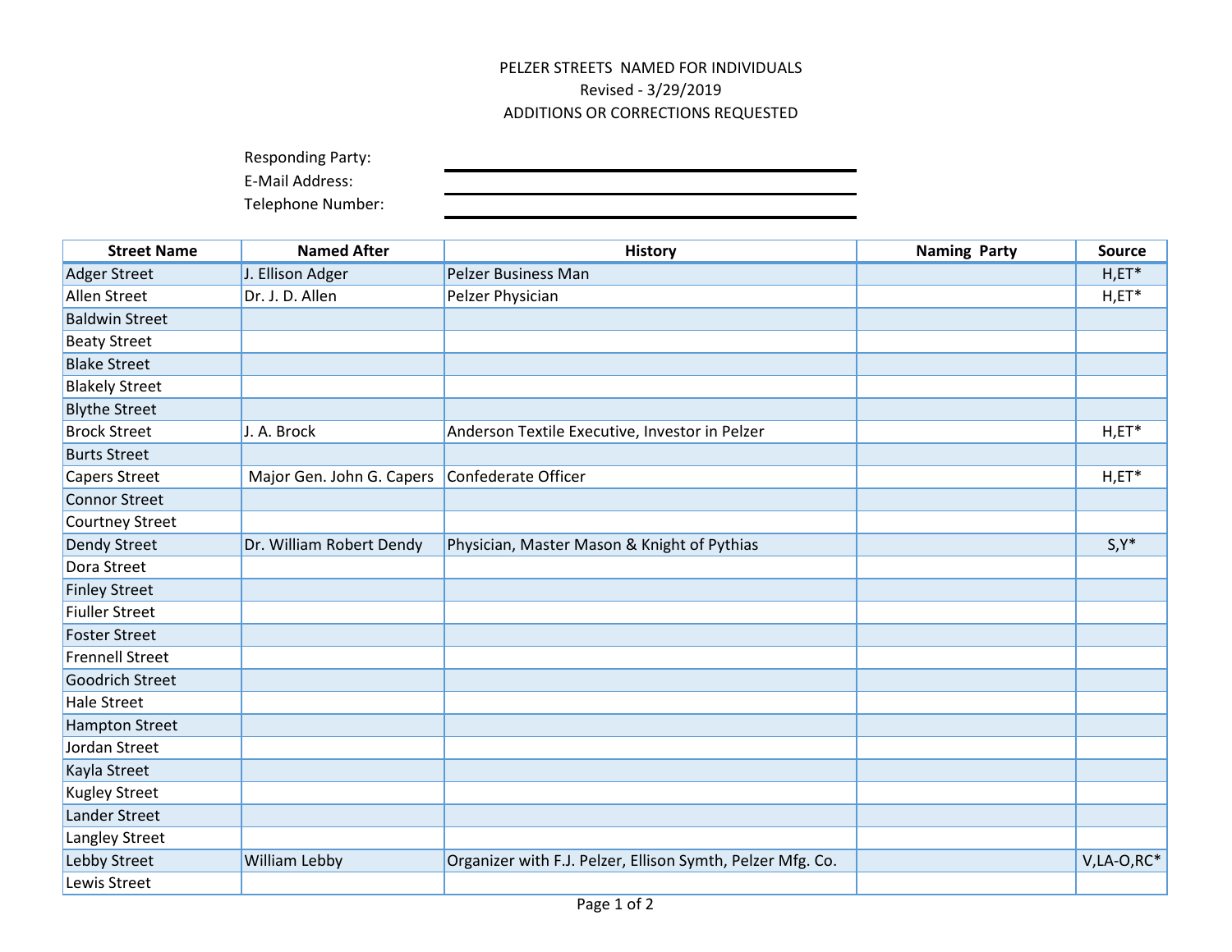PELZER STREETS NAMED FOR INDIVIDUALS
Revised - 3/29/2019
ADDITIONS OR CORRECTIONS REQUESTED

Responding Party: \_\_\_\_\_\_\_\_\_\_\_\_\_\_\_\_\_\_\_\_

E-Mail Address: \_\_\_\_\_\_\_\_\_\_\_\_\_\_\_\_\_\_\_\_

Telephone Number: \_\_\_\_\_\_\_\_\_\_\_\_\_\_\_\_\_\_\_\_

| Street Name | Named After | History | Naming Party | Source |
|---|---|---|---|---|
| Adger Street | J. Ellison Adger | Pelzer Business Man | | H,ET* |
| Allen Street | Dr. J. D. Allen | Pelzer Physician | | H,ET* |
| Baldwin Street | | | | |
| Beaty Street | | | | |
| Blake Street | | | | |
| Blakely Street | | | | |
| Blythe Street | | | | |
| Brock Street | J. A. Brock | Anderson Textile Executive, Investor in Pelzer | | H,ET* |
| Burts Street | | | | |
| Capers Street | Major Gen. John G. Capers | Confederate Officer | | H,ET* |
| Connor Street | | | | |
| Courtney Street | | | | |
| Dendy Street | Dr. William Robert Dendy | Physician, Master Mason & Knight of Pythias | | S,Y* |
| Dora Street | | | | |
| Finley Street | | | | |
| Fiuller Street | | | | |
| Foster Street | | | | |
| Frennell Street | | | | |
| Goodrich Street | | | | |
| Hale Street | | | | |
| Hampton Street | | | | |
| Jordan Street | | | | |
| Kayla Street | | | | |
| Kugley Street | | | | |
| Lander Street | | | | |
| Langley Street | | | | |
| Lebby Street | William Lebby | Organizer with F.J. Pelzer, Ellison Symth, Pelzer Mfg. Co. | | V,LA-O,RC* |
| Lewis Street | | | | |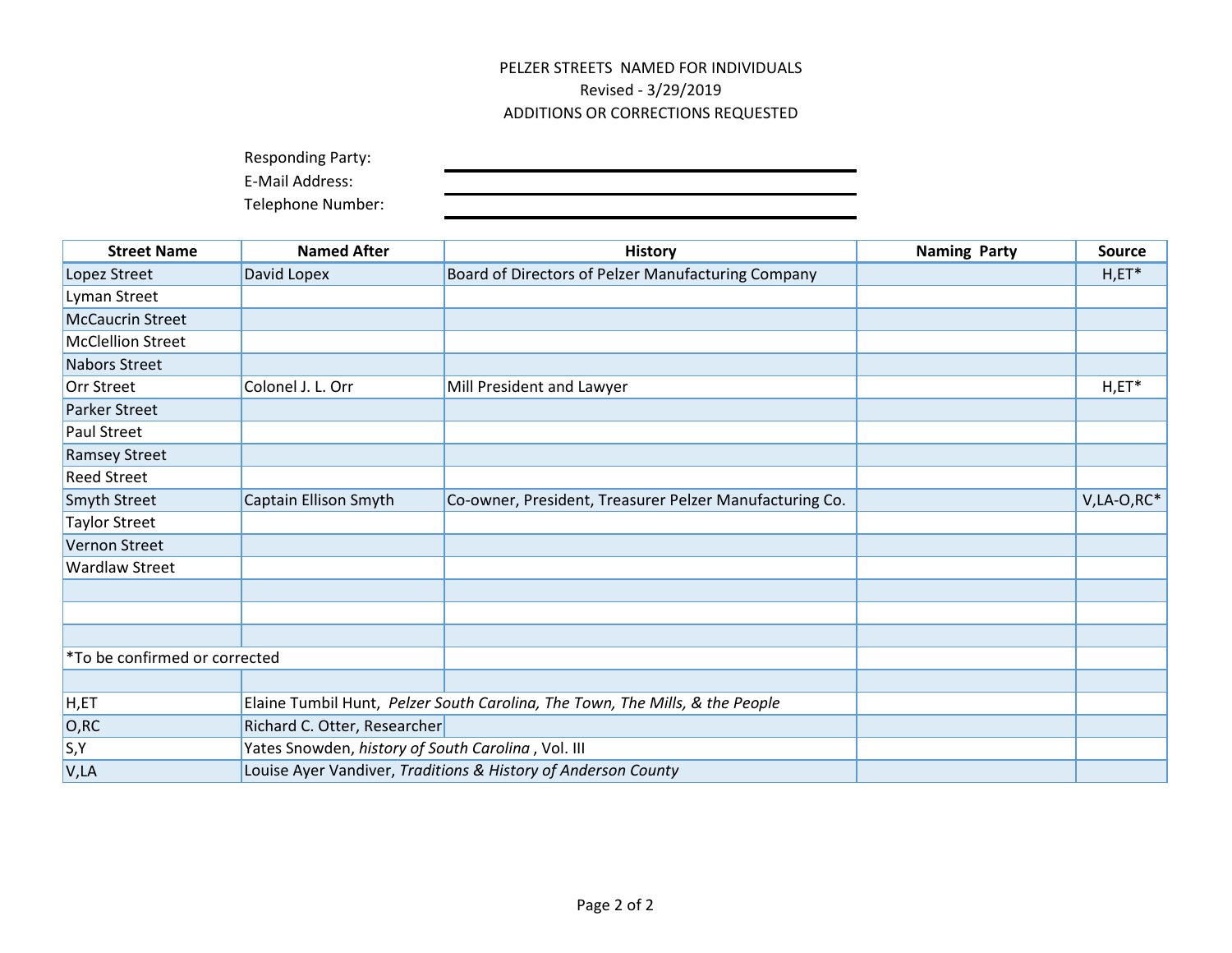PELZER STREETS NAMED FOR INDIVIDUALS
Revised - 3/29/2019
ADDITIONS OR CORRECTIONS REQUESTED

Responding Party: ____________________

E-Mail Address: ____________________

Telephone Number: ____________________

| Street Name | Named After | History | Naming Party | Source |
|---|---|---|---|---|
| Lopez Street | David Lopex | Board of Directors of Pelzer Manufacturing Company | | H,ET* |
| Lyman Street | | | | |
| McCaucrin Street | | | | |
| McClellion Street | | | | |
| Nabors Street | | | | |
| Orr Street | Colonel J. L. Orr | Mill President and Lawyer | | H,ET* |
| Parker Street | | | | |
| Paul Street | | | | |
| Ramsey Street | | | | |
| Reed Street | | | | |
| Smyth Street | Captain Ellison Smyth | Co-owner, President, Treasurer Pelzer Manufacturing Co. | | V,LA-O,RC* |
| Taylor Street | | | | |
| Vernon Street | | | | |
| Wardlaw Street | | | | |
| | | | | |
| | | | | |
| | | | | |

*To be confirmed or corrected

| | |
|---|---|
| H,ET | Elaine Tumbil Hunt, *Pelzer South Carolina, The Town, The Mills, & the People* |
| O,RC | Richard C. Otter, Researcher |
| S,Y | Yates Snowden, *history of South Carolina* , Vol. III |
| V,LA | Louise Ayer Vandiver, *Traditions & History of Anderson County* |